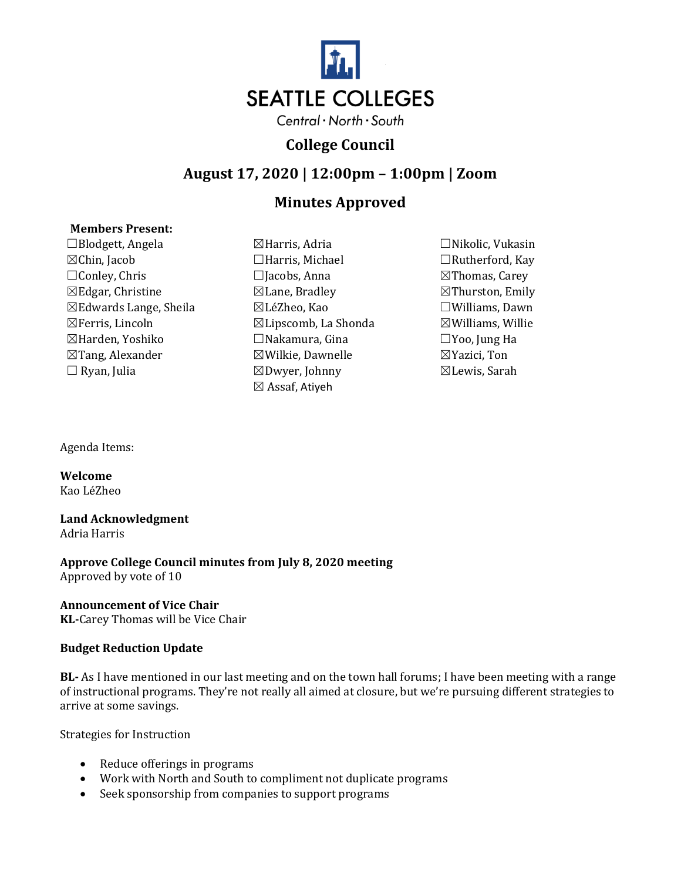# SEATTLE COLLEGES

Central · North · South

## College Council

## August 17, 2020 | 12:00pm – 1:00pm | Zoom

## Minutes Approved

**Members Present:**

☐Blodgett, Angela
☒Chin, Jacob
☐Conley, Chris
☒Edgar, Christine
☒Edwards Lange, Sheila
☒Ferris, Lincoln
☒Harden, Yoshiko
☒Tang, Alexander
☐ Ryan, Julia
☒Harris, Adria
☐Harris, Michael
☐Jacobs, Anna
☒Lane, Bradley
☒LéZheo, Kao
☒Lipscomb, La Shonda
☐Nakamura, Gina
☒Wilkie, Dawnelle
☒Dwyer, Johnny
☒ Assaf, Atiyeh
☐Nikolic, Vukasin
☐Rutherford, Kay
☒Thomas, Carey
☒Thurston, Emily
☐Williams, Dawn
☒Williams, Willie
☐Yoo, Jung Ha
☒Yazici, Ton
☒Lewis, Sarah

Agenda Items:

**Welcome**
Kao LéZheo

**Land Acknowledgment**
Adria Harris

**Approve College Council minutes from July 8, 2020 meeting**
Approved by vote of 10

**Announcement of Vice Chair**
**KL-**Carey Thomas will be Vice Chair

**Budget Reduction Update**

**BL-** As I have mentioned in our last meeting and on the town hall forums; I have been meeting with a range of instructional programs. They're not really all aimed at closure, but we're pursuing different strategies to arrive at some savings.

Strategies for Instruction

- Reduce offerings in programs
- Work with North and South to compliment not duplicate programs
- Seek sponsorship from companies to support programs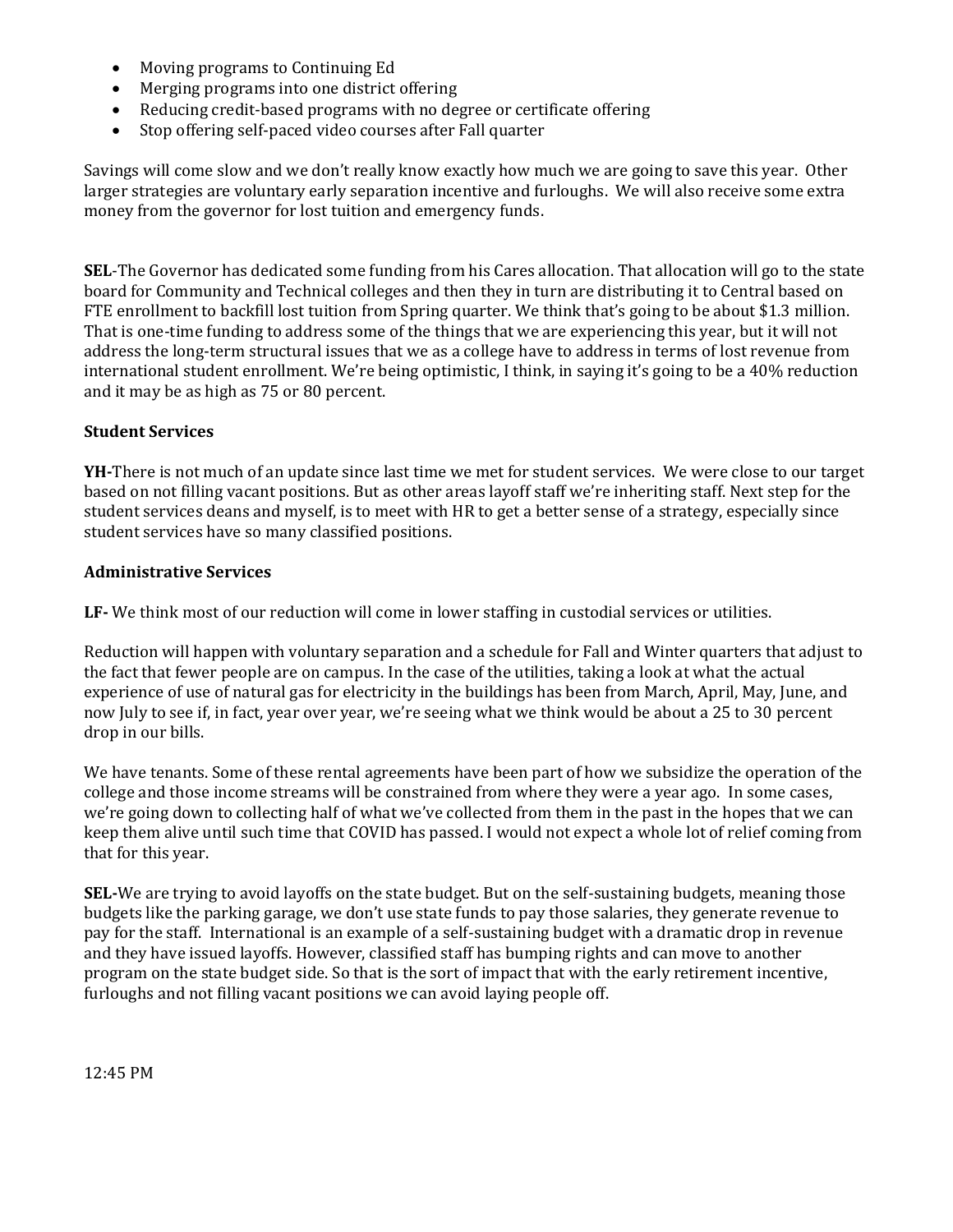- Moving programs to Continuing Ed
- Merging programs into one district offering
- Reducing credit-based programs with no degree or certificate offering
- Stop offering self-paced video courses after Fall quarter

Savings will come slow and we don't really know exactly how much we are going to save this year. Other larger strategies are voluntary early separation incentive and furloughs. We will also receive some extra money from the governor for lost tuition and emergency funds.

**SEL**-The Governor has dedicated some funding from his Cares allocation. That allocation will go to the state board for Community and Technical colleges and then they in turn are distributing it to Central based on FTE enrollment to backfill lost tuition from Spring quarter. We think that's going to be about $1.3 million. That is one-time funding to address some of the things that we are experiencing this year, but it will not address the long-term structural issues that we as a college have to address in terms of lost revenue from international student enrollment. We're being optimistic, I think, in saying it's going to be a 40% reduction and it may be as high as 75 or 80 percent.

**Student Services**

**YH-**There is not much of an update since last time we met for student services. We were close to our target based on not filling vacant positions. But as other areas layoff staff we're inheriting staff. Next step for the student services deans and myself, is to meet with HR to get a better sense of a strategy, especially since student services have so many classified positions.

**Administrative Services**

**LF-** We think most of our reduction will come in lower staffing in custodial services or utilities.

Reduction will happen with voluntary separation and a schedule for Fall and Winter quarters that adjust to the fact that fewer people are on campus. In the case of the utilities, taking a look at what the actual experience of use of natural gas for electricity in the buildings has been from March, April, May, June, and now July to see if, in fact, year over year, we're seeing what we think would be about a 25 to 30 percent drop in our bills.

We have tenants. Some of these rental agreements have been part of how we subsidize the operation of the college and those income streams will be constrained from where they were a year ago. In some cases, we're going down to collecting half of what we've collected from them in the past in the hopes that we can keep them alive until such time that COVID has passed. I would not expect a whole lot of relief coming from that for this year.

**SEL-**We are trying to avoid layoffs on the state budget. But on the self-sustaining budgets, meaning those budgets like the parking garage, we don't use state funds to pay those salaries, they generate revenue to pay for the staff. International is an example of a self-sustaining budget with a dramatic drop in revenue and they have issued layoffs. However, classified staff has bumping rights and can move to another program on the state budget side. So that is the sort of impact that with the early retirement incentive, furloughs and not filling vacant positions we can avoid laying people off.

12:45 PM